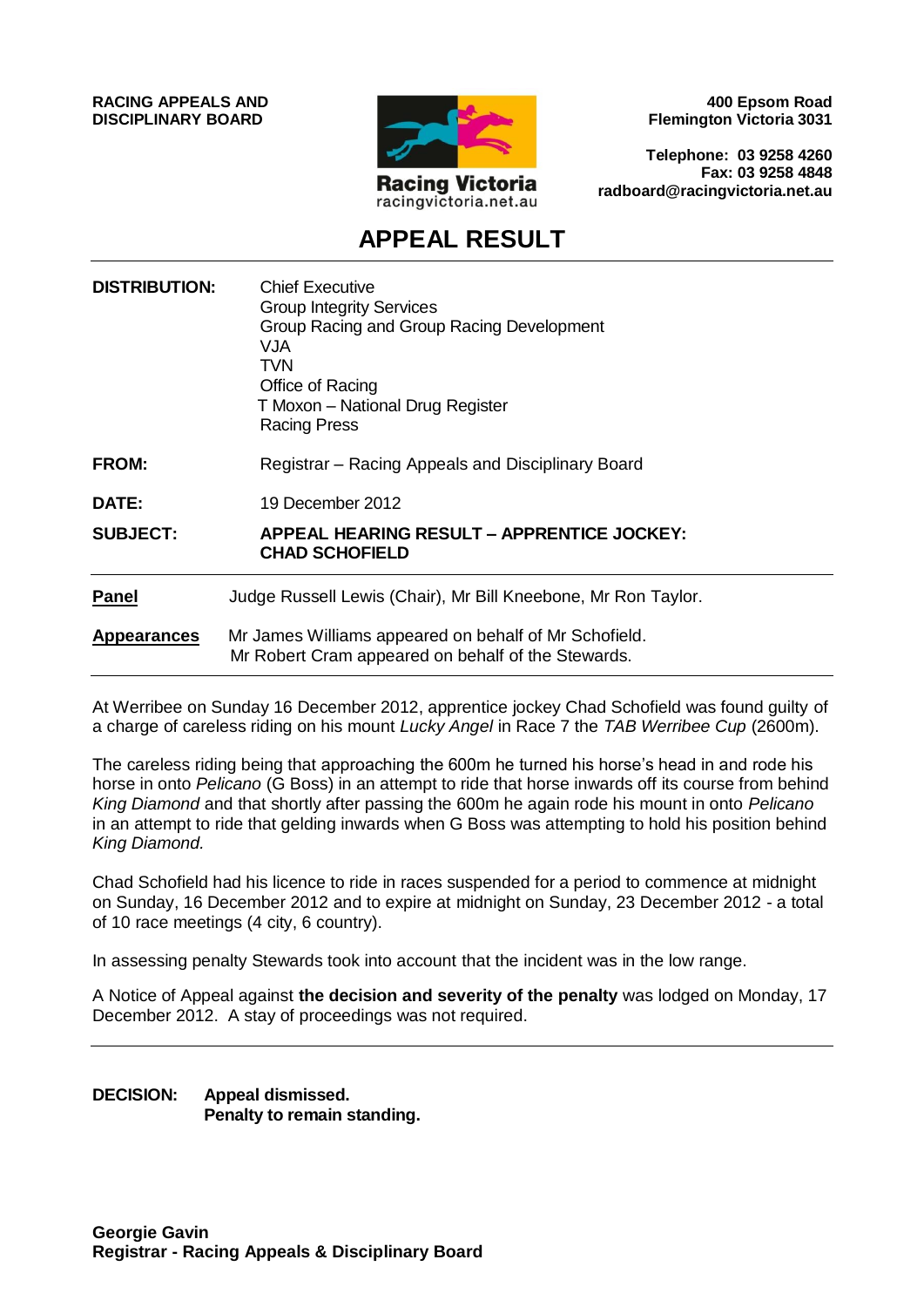**RACING APPEALS AND DISCIPLINARY BOARD**

Racing Victoria
racingvictoria.net.au

**400 Epsom Road**
**Flemington Victoria 3031**

**Telephone: 03 9258 4260**
**Fax: 03 9258 4848**
**radboard@racingvictoria.net.au**

# APPEAL RESULT

| | |
|---|---|
| **DISTRIBUTION:** | Chief Executive<br>Group Integrity Services<br>Group Racing and Group Racing Development<br>VJA<br>TVN<br>Office of Racing<br>T Moxon – National Drug Register<br>Racing Press |
| **FROM:** | Registrar – Racing Appeals and Disciplinary Board |
| **DATE:** | 19 December 2012 |
| **SUBJECT:** | **APPEAL HEARING RESULT – APPRENTICE JOCKEY: CHAD SCHOFIELD** |

| | |
|---|---|
| **Panel** | Judge Russell Lewis (Chair), Mr Bill Kneebone, Mr Ron Taylor. |
| **Appearances** | Mr James Williams appeared on behalf of Mr Schofield.<br>Mr Robert Cram appeared on behalf of the Stewards. |

At Werribee on Sunday 16 December 2012, apprentice jockey Chad Schofield was found guilty of a charge of careless riding on his mount *Lucky Angel* in Race 7 the *TAB Werribee Cup* (2600m).

The careless riding being that approaching the 600m he turned his horse's head in and rode his horse in onto *Pelicano* (G Boss) in an attempt to ride that horse inwards off its course from behind *King Diamond* and that shortly after passing the 600m he again rode his mount in onto *Pelicano* in an attempt to ride that gelding inwards when G Boss was attempting to hold his position behind *King Diamond.*

Chad Schofield had his licence to ride in races suspended for a period to commence at midnight on Sunday, 16 December 2012 and to expire at midnight on Sunday, 23 December 2012 - a total of 10 race meetings (4 city, 6 country).

In assessing penalty Stewards took into account that the incident was in the low range.

A Notice of Appeal against **the decision and severity of the penalty** was lodged on Monday, 17 December 2012. A stay of proceedings was not required.

**DECISION:** **Appeal dismissed.**
**Penalty to remain standing.**

**Georgie Gavin**
**Registrar - Racing Appeals & Disciplinary Board**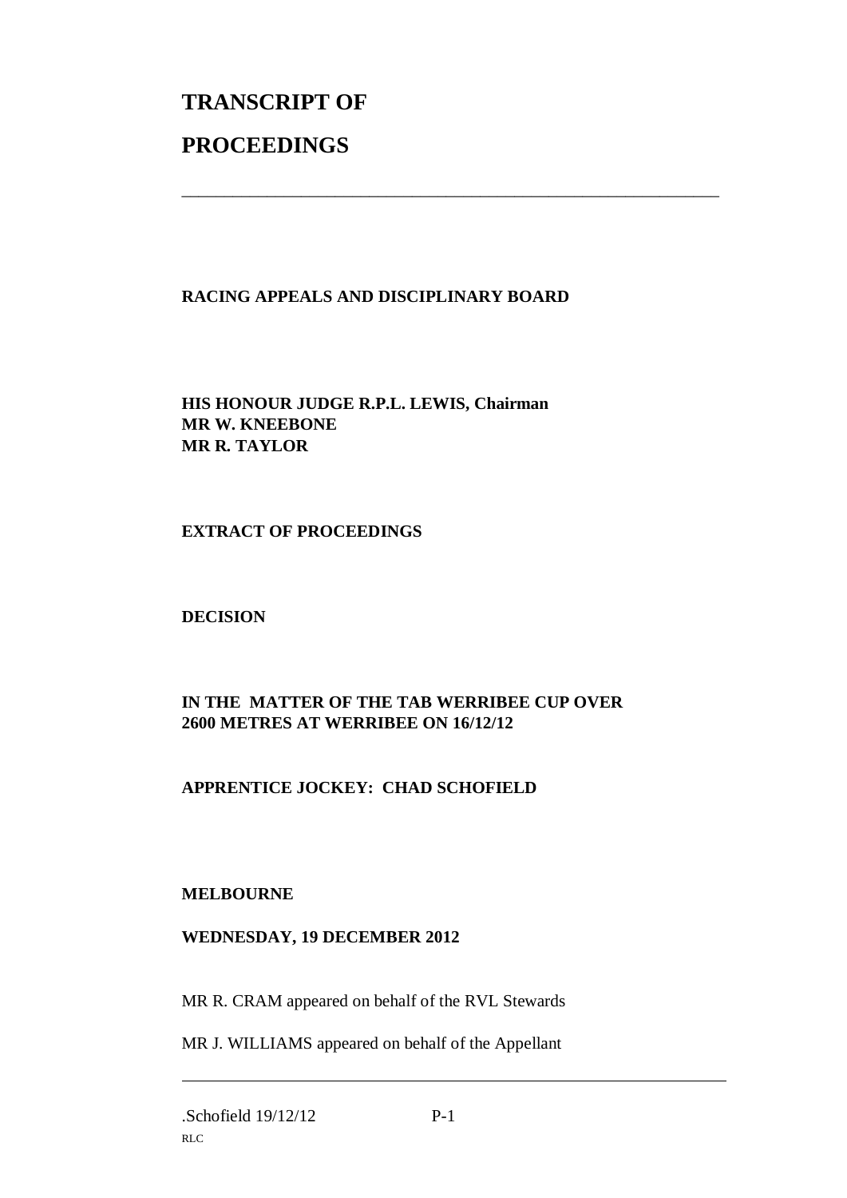# TRANSCRIPT OF

# PROCEEDINGS

---

**RACING APPEALS AND DISCIPLINARY BOARD**

**HIS HONOUR JUDGE R.P.L. LEWIS, Chairman**
**MR W. KNEEBONE**
**MR R. TAYLOR**

**EXTRACT OF PROCEEDINGS**

**DECISION**

**IN THE MATTER OF THE TAB WERRIBEE CUP OVER 2600 METRES AT WERRIBEE ON 16/12/12**

**APPRENTICE JOCKEY: CHAD SCHOFIELD**

**MELBOURNE**

**WEDNESDAY, 19 DECEMBER 2012**

MR R. CRAM appeared on behalf of the RVL Stewards

MR J. WILLIAMS appeared on behalf of the Appellant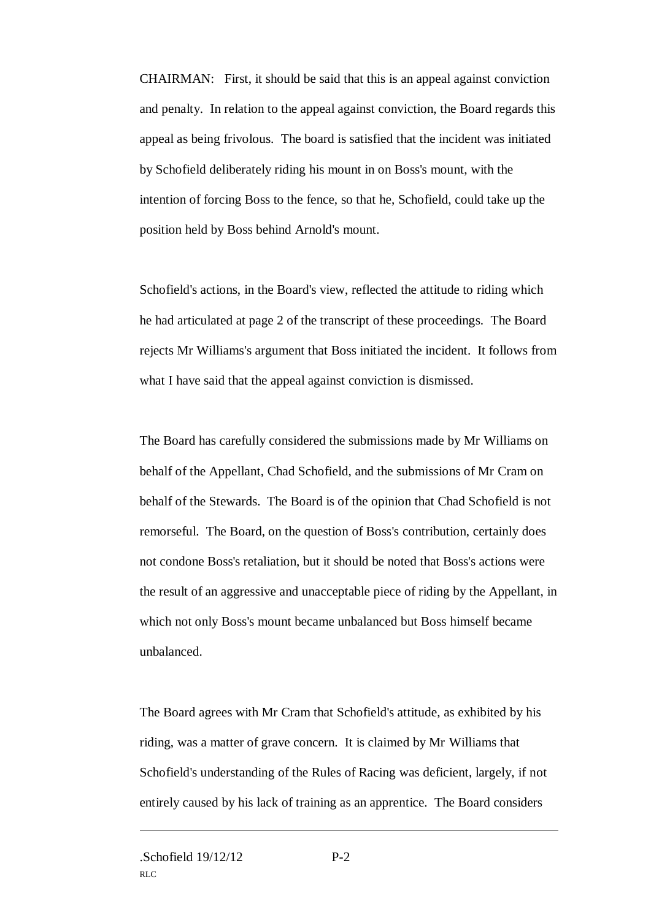CHAIRMAN: First, it should be said that this is an appeal against conviction and penalty. In relation to the appeal against conviction, the Board regards this appeal as being frivolous. The board is satisfied that the incident was initiated by Schofield deliberately riding his mount in on Boss's mount, with the intention of forcing Boss to the fence, so that he, Schofield, could take up the position held by Boss behind Arnold's mount.

Schofield's actions, in the Board's view, reflected the attitude to riding which he had articulated at page 2 of the transcript of these proceedings. The Board rejects Mr Williams's argument that Boss initiated the incident. It follows from what I have said that the appeal against conviction is dismissed.

The Board has carefully considered the submissions made by Mr Williams on behalf of the Appellant, Chad Schofield, and the submissions of Mr Cram on behalf of the Stewards. The Board is of the opinion that Chad Schofield is not remorseful. The Board, on the question of Boss's contribution, certainly does not condone Boss's retaliation, but it should be noted that Boss's actions were the result of an aggressive and unacceptable piece of riding by the Appellant, in which not only Boss's mount became unbalanced but Boss himself became unbalanced.

The Board agrees with Mr Cram that Schofield's attitude, as exhibited by his riding, was a matter of grave concern. It is claimed by Mr Williams that Schofield's understanding of the Rules of Racing was deficient, largely, if not entirely caused by his lack of training as an apprentice. The Board considers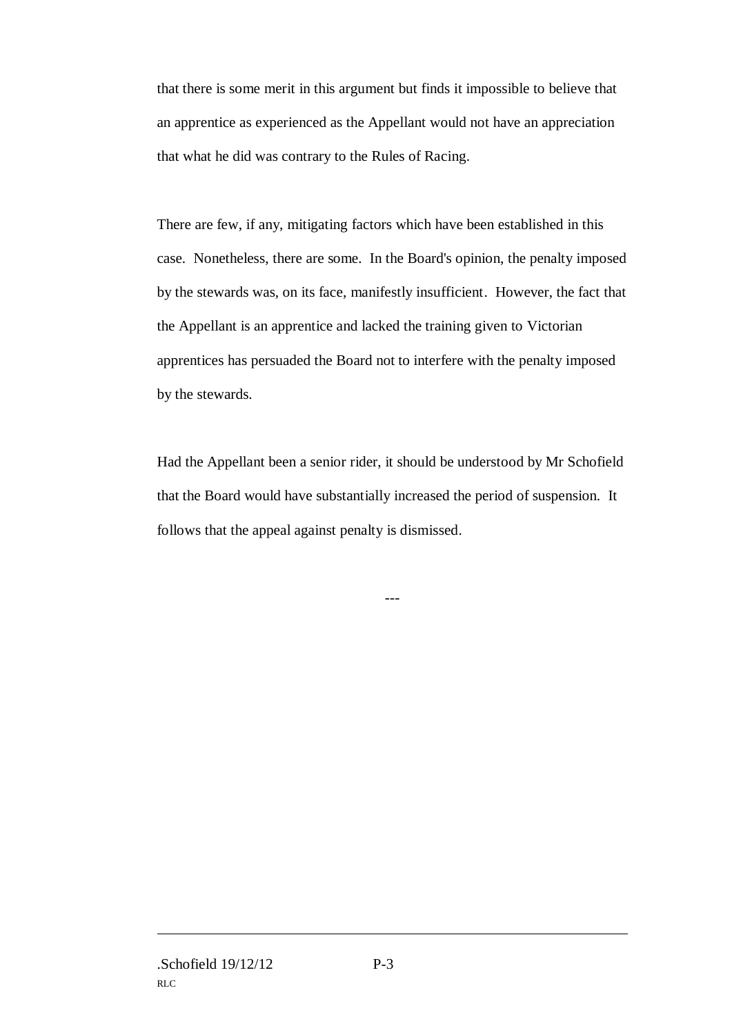that there is some merit in this argument but finds it impossible to believe that an apprentice as experienced as the Appellant would not have an appreciation that what he did was contrary to the Rules of Racing.

There are few, if any, mitigating factors which have been established in this case. Nonetheless, there are some. In the Board's opinion, the penalty imposed by the stewards was, on its face, manifestly insufficient. However, the fact that the Appellant is an apprentice and lacked the training given to Victorian apprentices has persuaded the Board not to interfere with the penalty imposed by the stewards.

Had the Appellant been a senior rider, it should be understood by Mr Schofield that the Board would have substantially increased the period of suspension. It follows that the appeal against penalty is dismissed.

---